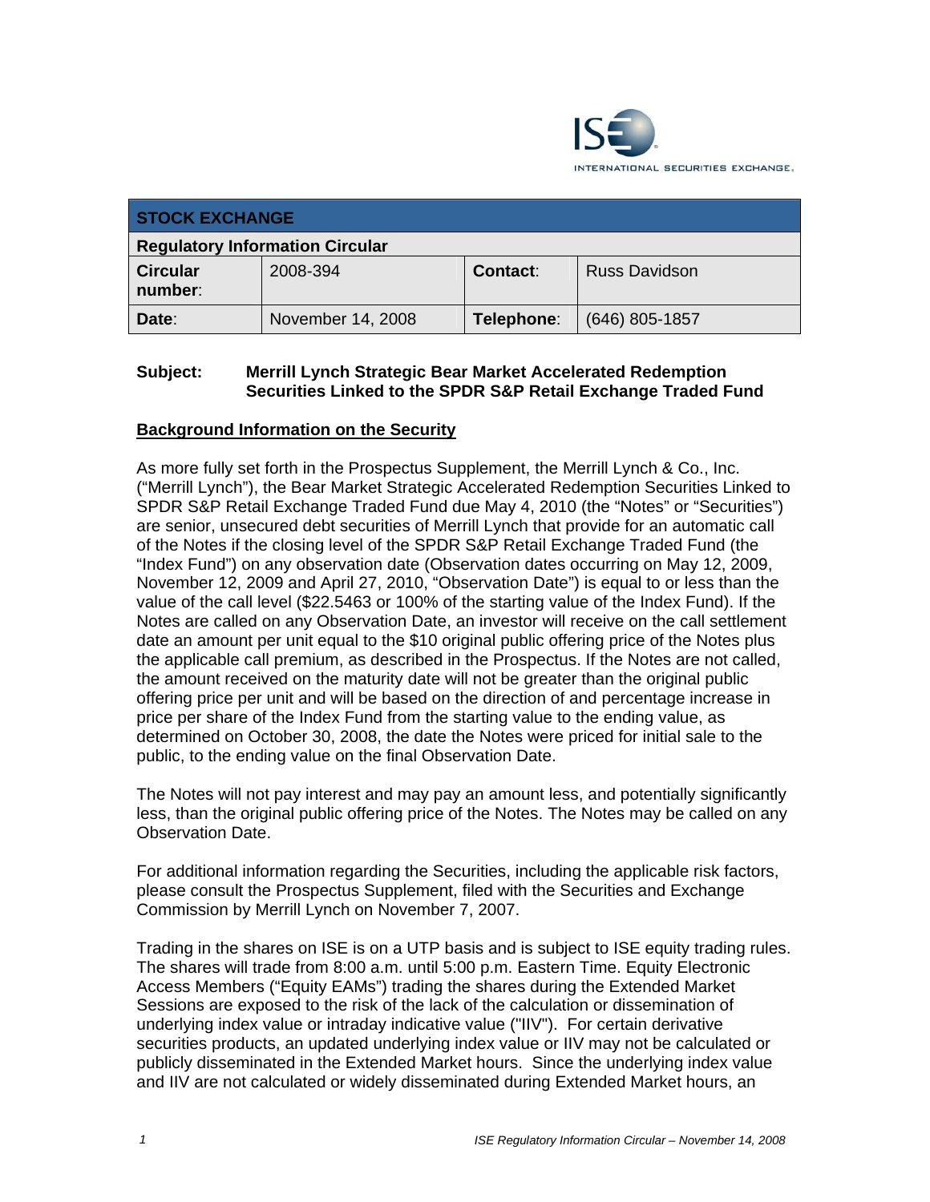| STOCK EXCHANGE | | | |
|---|---|---|---|
| **Regulatory Information Circular** | | | |
| **Circular number**: | 2008-394 | **Contact**: | Russ Davidson |
| **Date**: | November 14, 2008 | **Telephone**: | (646) 805-1857 |

**Subject: Merrill Lynch Strategic Bear Market Accelerated Redemption Securities Linked to the SPDR S&P Retail Exchange Traded Fund**

## Background Information on the Security

As more fully set forth in the Prospectus Supplement, the Merrill Lynch & Co., Inc. ("Merrill Lynch"), the Bear Market Strategic Accelerated Redemption Securities Linked to SPDR S&P Retail Exchange Traded Fund due May 4, 2010 (the "Notes" or "Securities") are senior, unsecured debt securities of Merrill Lynch that provide for an automatic call of the Notes if the closing level of the SPDR S&P Retail Exchange Traded Fund (the "Index Fund") on any observation date (Observation dates occurring on May 12, 2009, November 12, 2009 and April 27, 2010, "Observation Date") is equal to or less than the value of the call level ($22.5463 or 100% of the starting value of the Index Fund). If the Notes are called on any Observation Date, an investor will receive on the call settlement date an amount per unit equal to the $10 original public offering price of the Notes plus the applicable call premium, as described in the Prospectus. If the Notes are not called, the amount received on the maturity date will not be greater than the original public offering price per unit and will be based on the direction of and percentage increase in price per share of the Index Fund from the starting value to the ending value, as determined on October 30, 2008, the date the Notes were priced for initial sale to the public, to the ending value on the final Observation Date.

The Notes will not pay interest and may pay an amount less, and potentially significantly less, than the original public offering price of the Notes. The Notes may be called on any Observation Date.

For additional information regarding the Securities, including the applicable risk factors, please consult the Prospectus Supplement, filed with the Securities and Exchange Commission by Merrill Lynch on November 7, 2007.

Trading in the shares on ISE is on a UTP basis and is subject to ISE equity trading rules. The shares will trade from 8:00 a.m. until 5:00 p.m. Eastern Time. Equity Electronic Access Members ("Equity EAMs") trading the shares during the Extended Market Sessions are exposed to the risk of the lack of the calculation or dissemination of underlying index value or intraday indicative value ("IIV"). For certain derivative securities products, an updated underlying index value or IIV may not be calculated or publicly disseminated in the Extended Market hours. Since the underlying index value and IIV are not calculated or widely disseminated during Extended Market hours, an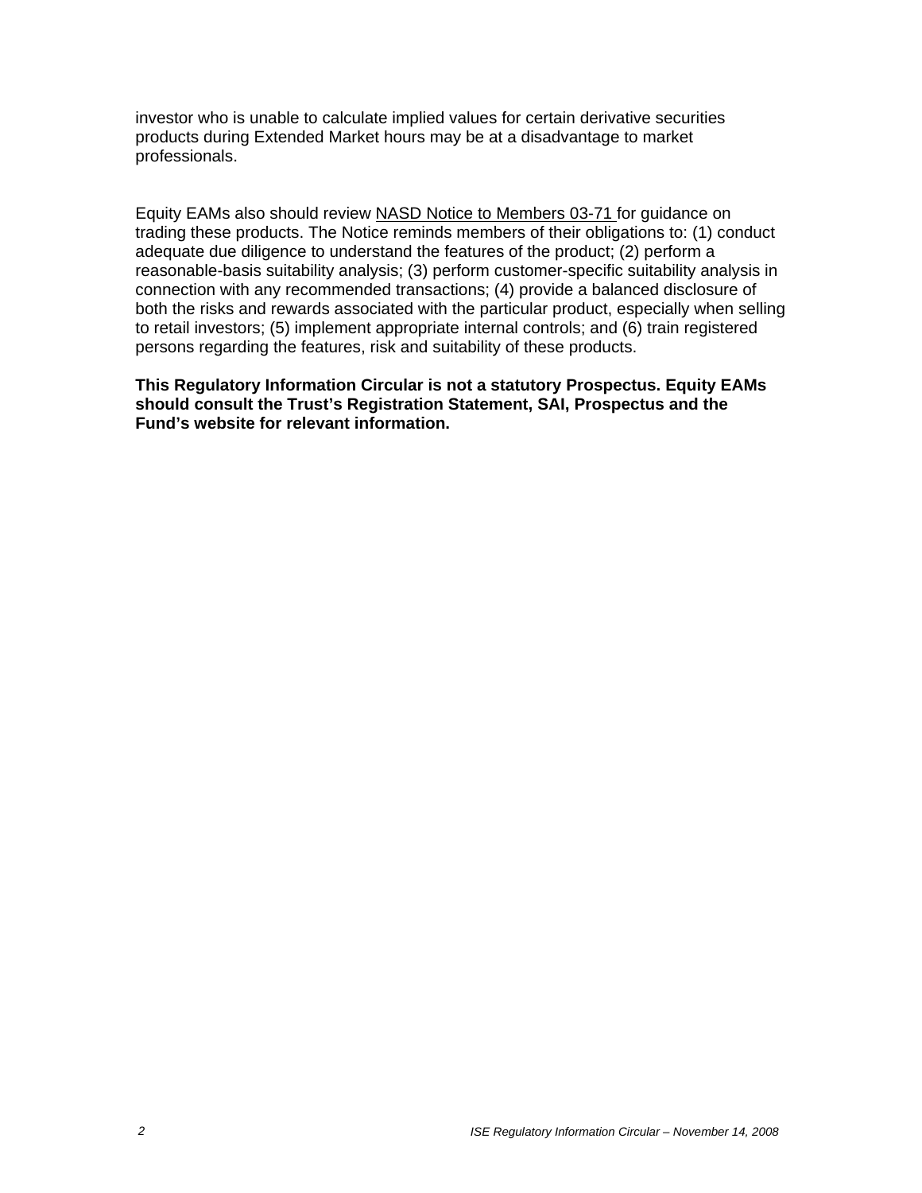investor who is unable to calculate implied values for certain derivative securities products during Extended Market hours may be at a disadvantage to market professionals.

Equity EAMs also should review NASD Notice to Members 03-71 for guidance on trading these products. The Notice reminds members of their obligations to: (1) conduct adequate due diligence to understand the features of the product; (2) perform a reasonable-basis suitability analysis; (3) perform customer-specific suitability analysis in connection with any recommended transactions; (4) provide a balanced disclosure of both the risks and rewards associated with the particular product, especially when selling to retail investors; (5) implement appropriate internal controls; and (6) train registered persons regarding the features, risk and suitability of these products.

**This Regulatory Information Circular is not a statutory Prospectus. Equity EAMs should consult the Trust's Registration Statement, SAI, Prospectus and the Fund's website for relevant information.**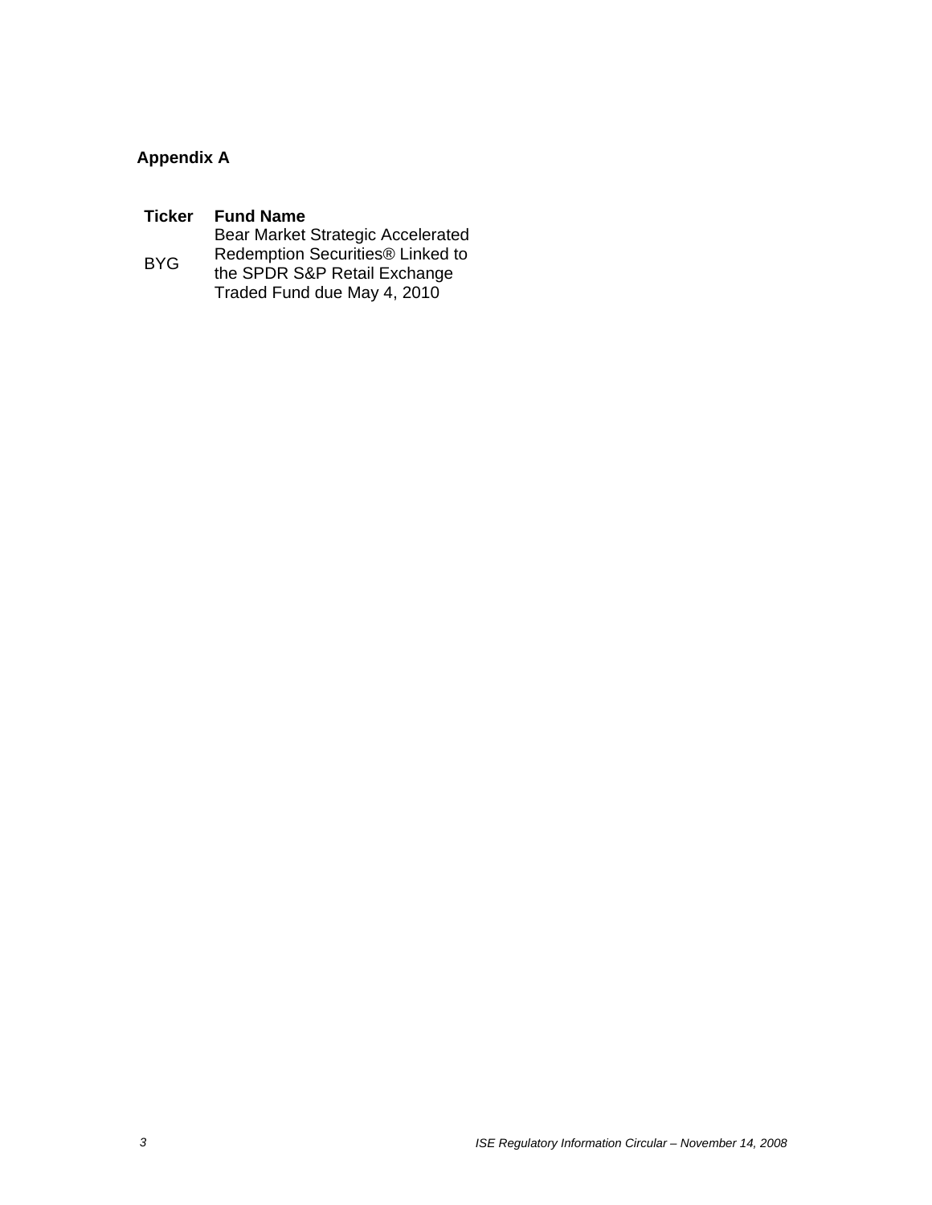## Appendix A

| Ticker | Fund Name |
| --- | --- |
| BYG | Bear Market Strategic Accelerated Redemption Securities® Linked to the SPDR S&P Retail Exchange Traded Fund due May 4, 2010 |